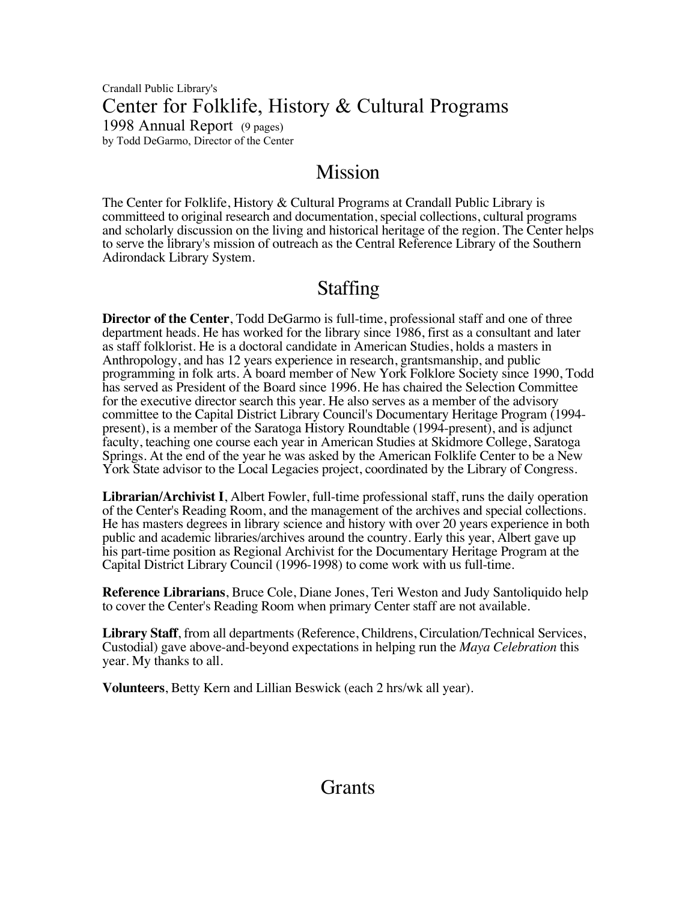Crandall Public Library's

# Center for Folklife, History & Cultural Programs

1998 Annual Report (9 pages)

by Todd DeGarmo, Director of the Center

## Mission

The Center for Folklife, History & Cultural Programs at Crandall Public Library is committeed to original research and documentation, special collections, cultural programs and scholarly discussion on the living and historical heritage of the region. The Center helps to serve the library's mission of outreach as the Central Reference Library of the Southern Adirondack Library System.

## Staffing

**Director of the Center**, Todd DeGarmo is full-time, professional staff and one of three department heads. He has worked for the library since 1986, first as a consultant and later as staff folklorist. He is a doctoral candidate in American Studies, holds a masters in Anthropology, and has 12 years experience in research, grantsmanship, and public programming in folk arts. A board member of New York Folklore Society since 1990, Todd has served as President of the Board since 1996. He has chaired the Selection Committee for the executive director search this year. He also serves as a member of the advisory committee to the Capital District Library Council's Documentary Heritage Program (1994-present), is a member of the Saratoga History Roundtable (1994-present), and is adjunct faculty, teaching one course each year in American Studies at Skidmore College, Saratoga Springs. At the end of the year he was asked by the American Folklife Center to be a New York State advisor to the Local Legacies project, coordinated by the Library of Congress.

**Librarian/Archivist I**, Albert Fowler, full-time professional staff, runs the daily operation of the Center's Reading Room, and the management of the archives and special collections. He has masters degrees in library science and history with over 20 years experience in both public and academic libraries/archives around the country. Early this year, Albert gave up his part-time position as Regional Archivist for the Documentary Heritage Program at the Capital District Library Council (1996-1998) to come work with us full-time.

**Reference Librarians**, Bruce Cole, Diane Jones, Teri Weston and Judy Santoliquido help to cover the Center's Reading Room when primary Center staff are not available.

**Library Staff**, from all departments (Reference, Childrens, Circulation/Technical Services, Custodial) gave above-and-beyond expectations in helping run the *Maya Celebration* this year. My thanks to all.

**Volunteers**, Betty Kern and Lillian Beswick (each 2 hrs/wk all year).

## Grants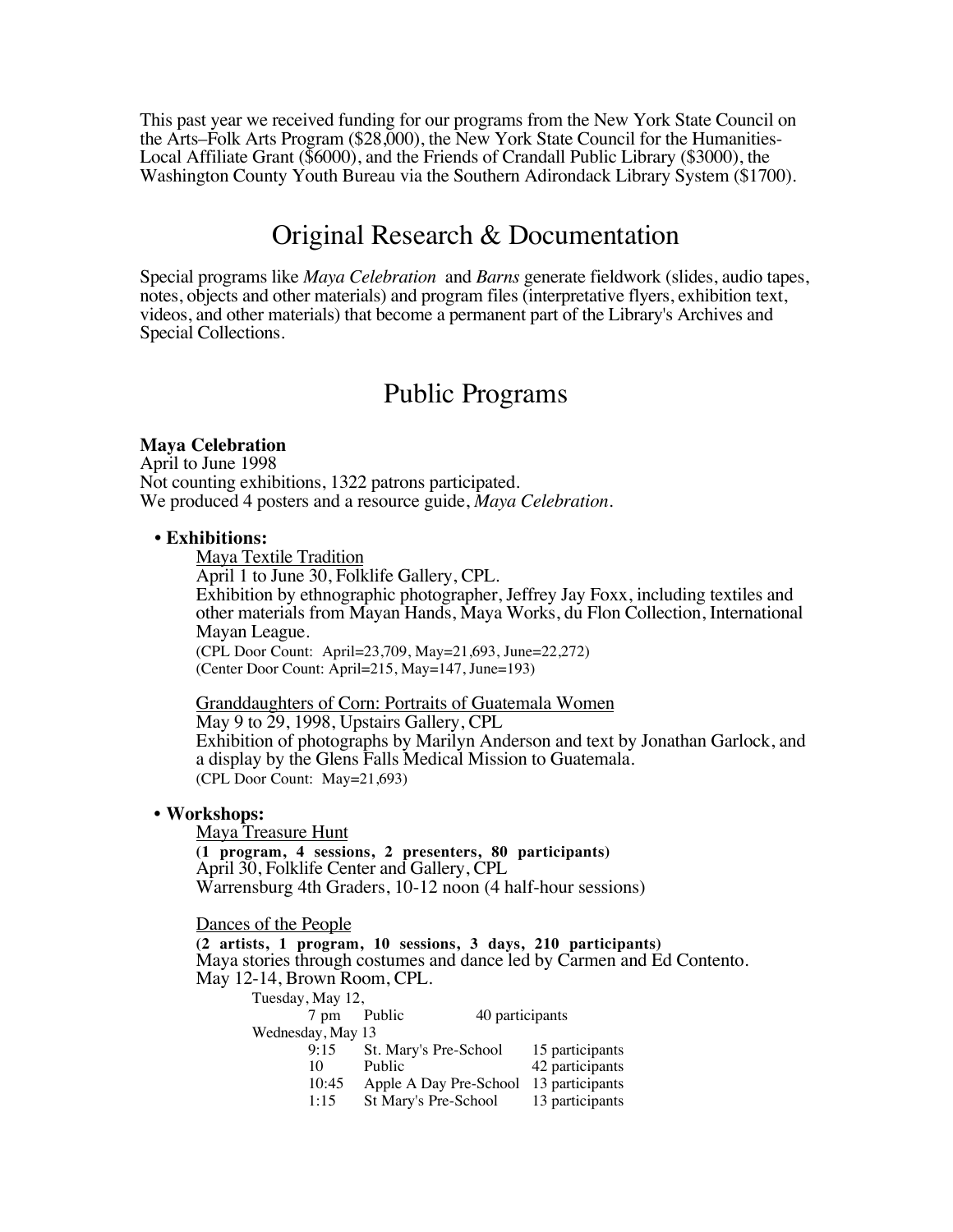This past year we received funding for our programs from the New York State Council on the Arts–Folk Arts Program ($28,000), the New York State Council for the Humanities-Local Affiliate Grant ($6000), and the Friends of Crandall Public Library ($3000), the Washington County Youth Bureau via the Southern Adirondack Library System ($1700).

## Original Research & Documentation

Special programs like *Maya Celebration* and *Barns* generate fieldwork (slides, audio tapes, notes, objects and other materials) and program files (interpretative flyers, exhibition text, videos, and other materials) that become a permanent part of the Library's Archives and Special Collections.

## Public Programs

**Maya Celebration**
April to June 1998
Not counting exhibitions, 1322 patrons participated.
We produced 4 posters and a resource guide, *Maya Celebration*.

- **Exhibitions:**

  Maya Textile Tradition
  April 1 to June 30, Folklife Gallery, CPL.
  Exhibition by ethnographic photographer, Jeffrey Jay Foxx, including textiles and other materials from Mayan Hands, Maya Works, du Flon Collection, International Mayan League.
  (CPL Door Count: April=23,709, May=21,693, June=22,272)
  (Center Door Count: April=215, May=147, June=193)

  Granddaughters of Corn: Portraits of Guatemala Women
  May 9 to 29, 1998, Upstairs Gallery, CPL
  Exhibition of photographs by Marilyn Anderson and text by Jonathan Garlock, and a display by the Glens Falls Medical Mission to Guatemala.
  (CPL Door Count: May=21,693)

- **Workshops:**

  Maya Treasure Hunt
  **(1 program, 4 sessions, 2 presenters, 80 participants)**
  April 30, Folklife Center and Gallery, CPL
  Warrensburg 4th Graders, 10-12 noon (4 half-hour sessions)

  Dances of the People
  **(2 artists, 1 program, 10 sessions, 3 days, 210 participants)**
  Maya stories through costumes and dance led by Carmen and Ed Contento.
  May 12-14, Brown Room, CPL.

  Tuesday, May 12,
  7 pm Public 40 participants
  Wednesday, May 13
  9:15 St. Mary's Pre-School 15 participants
  10 Public 42 participants
  10:45 Apple A Day Pre-School 13 participants
  1:15 St Mary's Pre-School 13 participants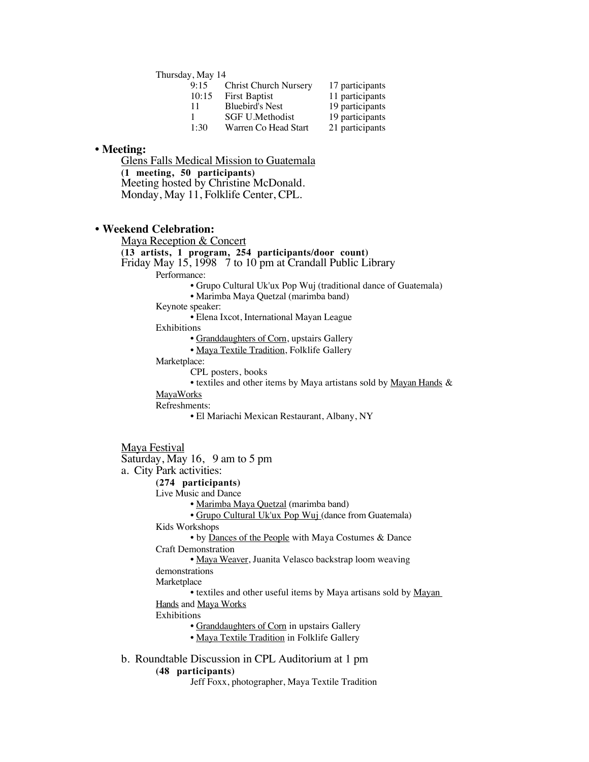Thursday, May 14

| | | |
|---|---|---|
| 9:15 | Christ Church Nursery | 17 participants |
| 10:15 | First Baptist | 11 participants |
| 11 | Bluebird's Nest | 19 participants |
| 1 | SGF U.Methodist | 19 participants |
| 1:30 | Warren Co Head Start | 21 participants |

- **Meeting:**

  Glens Falls Medical Mission to Guatemala
  **(1 meeting, 50 participants)**
  Meeting hosted by Christine McDonald.
  Monday, May 11, Folklife Center, CPL.

- **Weekend Celebration:**

  Maya Reception & Concert
  **(13 artists, 1 program, 254 participants/door count)**
  Friday May 15, 1998 7 to 10 pm at Crandall Public Library

  Performance:
  - Grupo Cultural Uk'ux Pop Wuj (traditional dance of Guatemala)
  - Marimba Maya Quetzal (marimba band)

  Keynote speaker:
  - Elena Ixcot, International Mayan League

  Exhibitions
  - Granddaughters of Corn, upstairs Gallery
  - Maya Textile Tradition, Folklife Gallery

  Marketplace:
  CPL posters, books
  - textiles and other items by Maya artistans sold by Mayan Hands & MayaWorks

  Refreshments:
  - El Mariachi Mexican Restaurant, Albany, NY

  Maya Festival
  Saturday, May 16, 9 am to 5 pm

  a. City Park activities:
  **(274 participants)**

  Live Music and Dance
  - Marimba Maya Quetzal (marimba band)
  - Grupo Cultural Uk'ux Pop Wuj (dance from Guatemala)

  Kids Workshops
  - by Dances of the People with Maya Costumes & Dance

  Craft Demonstration
  - Maya Weaver, Juanita Velasco backstrap loom weaving demonstrations

  Marketplace
  - textiles and other useful items by Maya artisans sold by Mayan Hands and Maya Works

  Exhibitions
  - Granddaughters of Corn in upstairs Gallery
  - Maya Textile Tradition in Folklife Gallery

  b. Roundtable Discussion in CPL Auditorium at 1 pm
  **(48 participants)**
  Jeff Foxx, photographer, Maya Textile Tradition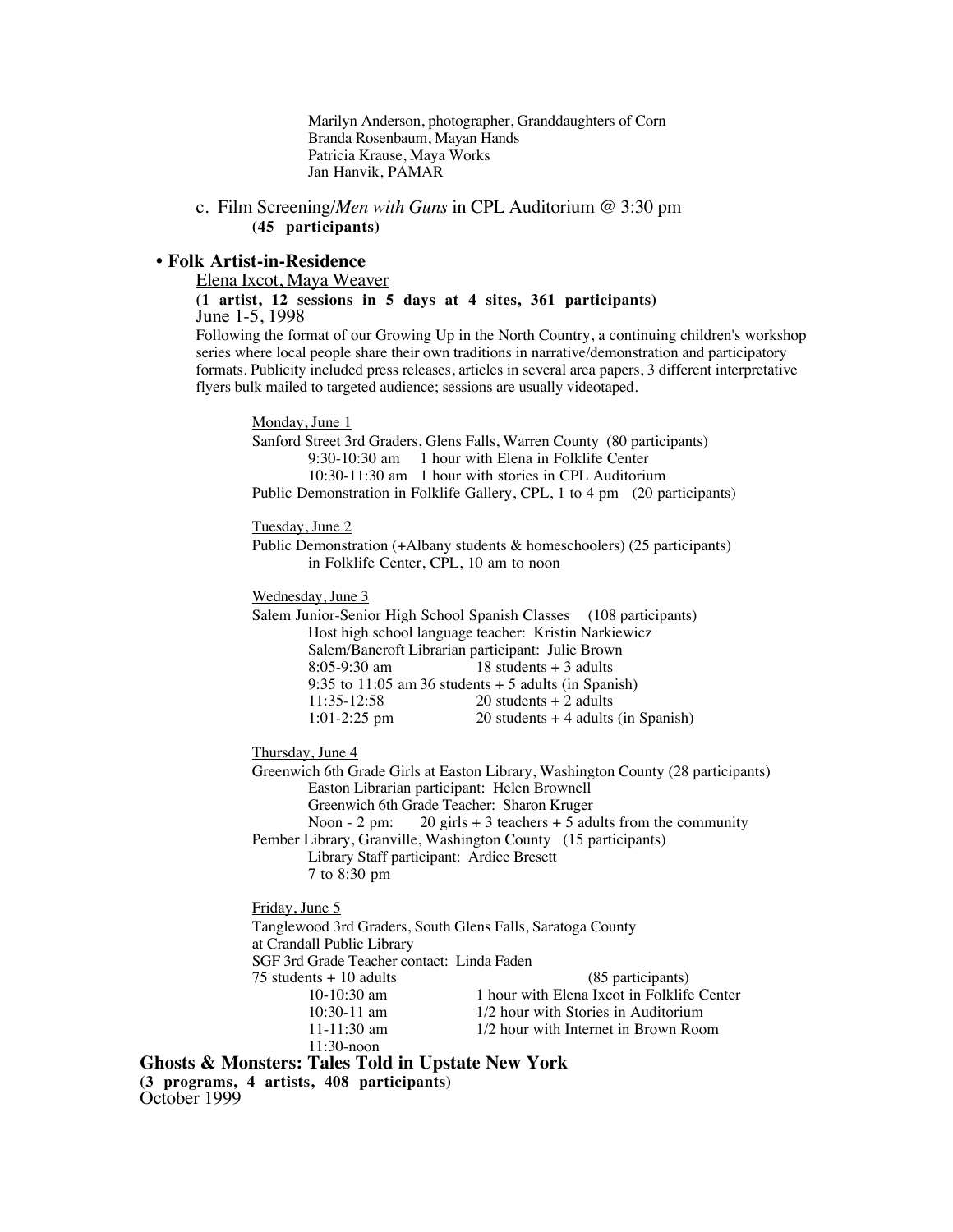Marilyn Anderson, photographer, Granddaughters of Corn
Branda Rosenbaum, Mayan Hands
Patricia Krause, Maya Works
Jan Hanvik, PAMAR

c. Film Screening/*Men with Guns* in CPL Auditorium @ 3:30 pm
**(45 participants)**

- **Folk Artist-in-Residence**

Elena Ixcot, Maya Weaver
**(1 artist, 12 sessions in 5 days at 4 sites, 361 participants)**
June 1-5, 1998
Following the format of our Growing Up in the North Country, a continuing children's workshop series where local people share their own traditions in narrative/demonstration and participatory formats. Publicity included press releases, articles in several area papers, 3 different interpretative flyers bulk mailed to targeted audience; sessions are usually videotaped.

Monday, June 1
Sanford Street 3rd Graders, Glens Falls, Warren County (80 participants)
9:30-10:30 am 1 hour with Elena in Folklife Center
10:30-11:30 am 1 hour with stories in CPL Auditorium
Public Demonstration in Folklife Gallery, CPL, 1 to 4 pm (20 participants)

Tuesday, June 2
Public Demonstration (+Albany students & homeschoolers) (25 participants)
in Folklife Center, CPL, 10 am to noon

Wednesday, June 3
Salem Junior-Senior High School Spanish Classes (108 participants)
Host high school language teacher: Kristin Narkiewicz
Salem/Bancroft Librarian participant: Julie Brown
8:05-9:30 am 18 students + 3 adults
9:35 to 11:05 am 36 students + 5 adults (in Spanish)
11:35-12:58 20 students + 2 adults
1:01-2:25 pm 20 students + 4 adults (in Spanish)

Thursday, June 4
Greenwich 6th Grade Girls at Easton Library, Washington County (28 participants)
Easton Librarian participant: Helen Brownell
Greenwich 6th Grade Teacher: Sharon Kruger
Noon - 2 pm: 20 girls + 3 teachers + 5 adults from the community
Pember Library, Granville, Washington County (15 participants)
Library Staff participant: Ardice Bresett
7 to 8:30 pm

Friday, June 5
Tanglewood 3rd Graders, South Glens Falls, Saratoga County
at Crandall Public Library
SGF 3rd Grade Teacher contact: Linda Faden
75 students + 10 adults (85 participants)
10-10:30 am 1 hour with Elena Ixcot in Folklife Center
10:30-11 am 1/2 hour with Stories in Auditorium
11-11:30 am 1/2 hour with Internet in Brown Room
11:30-noon

**Ghosts & Monsters: Tales Told in Upstate New York**
**(3 programs, 4 artists, 408 participants)**
October 1999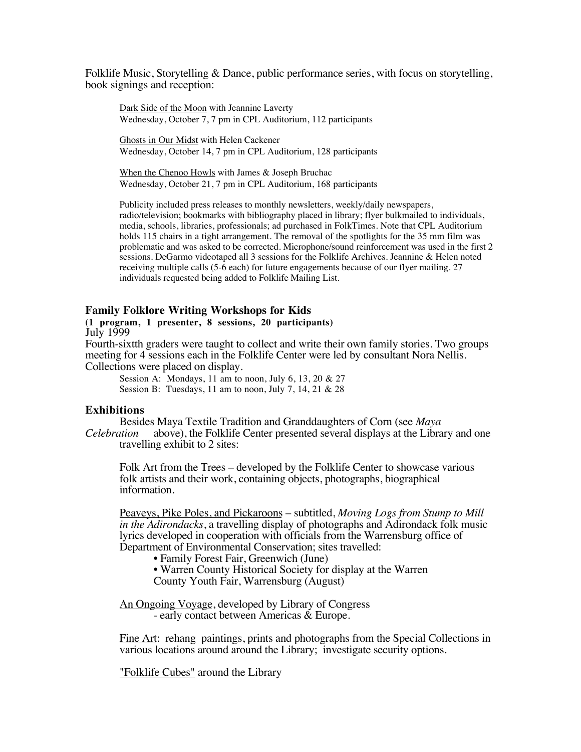Folklife Music, Storytelling & Dance, public performance series, with focus on storytelling, book signings and reception:

> Dark Side of the Moon with Jeannine Laverty
> Wednesday, October 7, 7 pm in CPL Auditorium, 112 participants
>
> Ghosts in Our Midst with Helen Cackener
> Wednesday, October 14, 7 pm in CPL Auditorium, 128 participants
>
> When the Chenoo Howls with James & Joseph Bruchac
> Wednesday, October 21, 7 pm in CPL Auditorium, 168 participants
>
> Publicity included press releases to monthly newsletters, weekly/daily newspapers, radio/television; bookmarks with bibliography placed in library; flyer bulkmailed to individuals, media, schools, libraries, professionals; ad purchased in FolkTimes. Note that CPL Auditorium holds 115 chairs in a tight arrangement. The removal of the spotlights for the 35 mm film was problematic and was asked to be corrected. Microphone/sound reinforcement was used in the first 2 sessions. DeGarmo videotaped all 3 sessions for the Folklife Archives. Jeannine & Helen noted receiving multiple calls (5-6 each) for future engagements because of our flyer mailing. 27 individuals requested being added to Folklife Mailing List.

### Family Folklore Writing Workshops for Kids

**(1 program, 1 presenter, 8 sessions, 20 participants)**
July 1999
Fourth-sixtth graders were taught to collect and write their own family stories. Two groups meeting for 4 sessions each in the Folklife Center were led by consultant Nora Nellis. Collections were placed on display.

> Session A: Mondays, 11 am to noon, July 6, 13, 20 & 27
> Session B: Tuesdays, 11 am to noon, July 7, 14, 21 & 28

### Exhibitions

Besides Maya Textile Tradition and Granddaughters of Corn (see *Maya Celebration* above), the Folklife Center presented several displays at the Library and one travelling exhibit to 2 sites:

> Folk Art from the Trees – developed by the Folklife Center to showcase various folk artists and their work, containing objects, photographs, biographical information.
>
> Peaveys, Pike Poles, and Pickaroons – subtitled, *Moving Logs from Stump to Mill in the Adirondacks*, a travelling display of photographs and Adirondack folk music lyrics developed in cooperation with officials from the Warrensburg office of Department of Environmental Conservation; sites travelled:
>
> - Family Forest Fair, Greenwich (June)
> - Warren County Historical Society for display at the Warren County Youth Fair, Warrensburg (August)
>
> An Ongoing Voyage, developed by Library of Congress
> - early contact between Americas & Europe.
>
> Fine Art: rehang paintings, prints and photographs from the Special Collections in various locations around around the Library; investigate security options.
>
> "Folklife Cubes" around the Library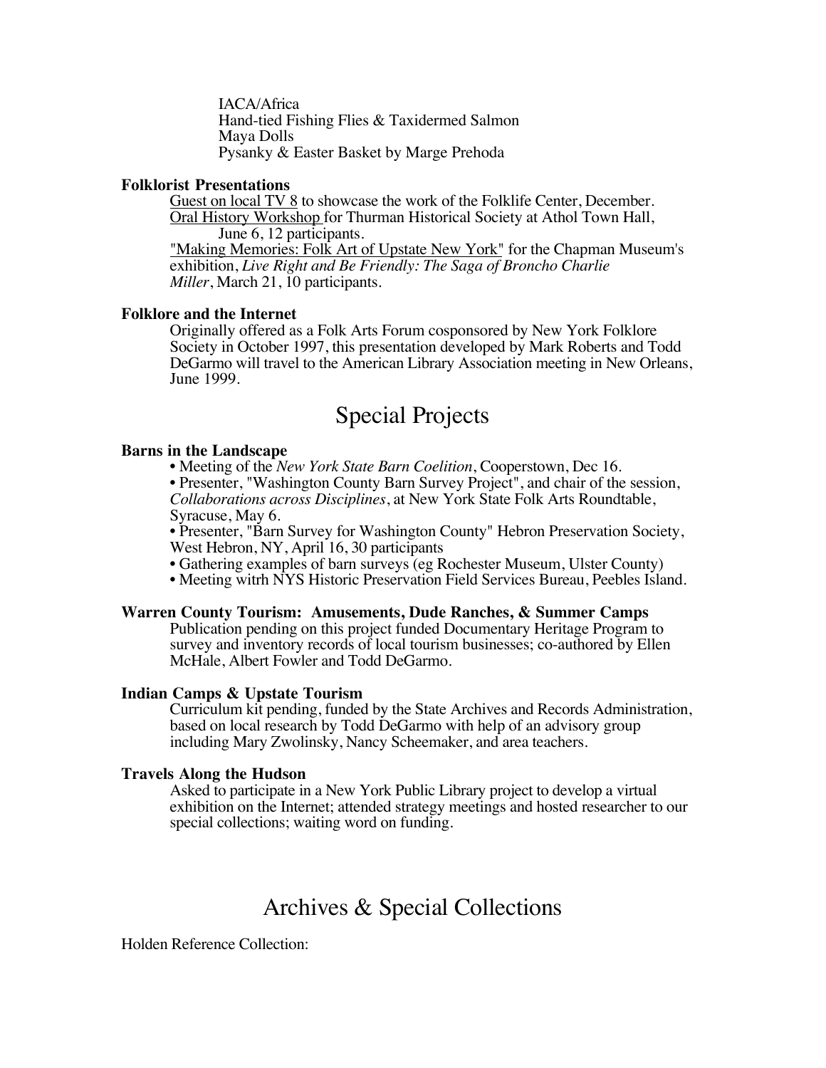IACA/Africa
Hand-tied Fishing Flies & Taxidermed Salmon
Maya Dolls
Pysanky & Easter Basket by Marge Prehoda

**Folklorist Presentations**

Guest on local TV 8 to showcase the work of the Folklife Center, December.
Oral History Workshop for Thurman Historical Society at Athol Town Hall, June 6, 12 participants.
"Making Memories: Folk Art of Upstate New York" for the Chapman Museum's exhibition, *Live Right and Be Friendly: The Saga of Broncho Charlie Miller*, March 21, 10 participants.

**Folklore and the Internet**

Originally offered as a Folk Arts Forum cosponsored by New York Folklore Society in October 1997, this presentation developed by Mark Roberts and Todd DeGarmo will travel to the American Library Association meeting in New Orleans, June 1999.

# Special Projects

**Barns in the Landscape**

- Meeting of the *New York State Barn Coelition*, Cooperstown, Dec 16.
- Presenter, "Washington County Barn Survey Project", and chair of the session, *Collaborations across Disciplines*, at New York State Folk Arts Roundtable, Syracuse, May 6.
- Presenter, "Barn Survey for Washington County" Hebron Preservation Society, West Hebron, NY, April 16, 30 participants
- Gathering examples of barn surveys (eg Rochester Museum, Ulster County)
- Meeting witrh NYS Historic Preservation Field Services Bureau, Peebles Island.

**Warren County Tourism: Amusements, Dude Ranches, & Summer Camps**

Publication pending on this project funded Documentary Heritage Program to survey and inventory records of local tourism businesses; co-authored by Ellen McHale, Albert Fowler and Todd DeGarmo.

**Indian Camps & Upstate Tourism**

Curriculum kit pending, funded by the State Archives and Records Administration, based on local research by Todd DeGarmo with help of an advisory group including Mary Zwolinsky, Nancy Scheemaker, and area teachers.

**Travels Along the Hudson**

Asked to participate in a New York Public Library project to develop a virtual exhibition on the Internet; attended strategy meetings and hosted researcher to our special collections; waiting word on funding.

# Archives & Special Collections

Holden Reference Collection: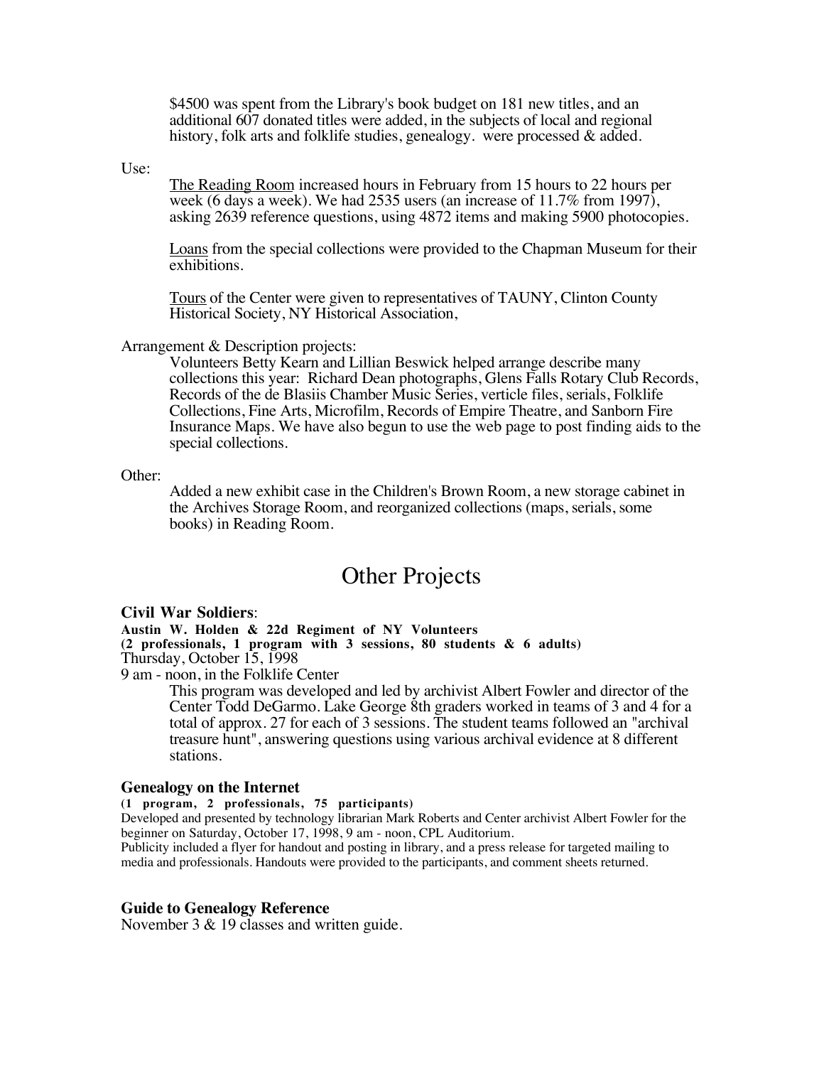$4500 was spent from the Library's book budget on 181 new titles, and an additional 607 donated titles were added, in the subjects of local and regional history, folk arts and folklife studies, genealogy. were processed & added.

Use:

The Reading Room increased hours in February from 15 hours to 22 hours per week (6 days a week). We had 2535 users (an increase of 11.7% from 1997), asking 2639 reference questions, using 4872 items and making 5900 photocopies.

Loans from the special collections were provided to the Chapman Museum for their exhibitions.

Tours of the Center were given to representatives of TAUNY, Clinton County Historical Society, NY Historical Association,

Arrangement & Description projects:

Volunteers Betty Kearn and Lillian Beswick helped arrange describe many collections this year: Richard Dean photographs, Glens Falls Rotary Club Records, Records of the de Blasiis Chamber Music Series, verticle files, serials, Folklife Collections, Fine Arts, Microfilm, Records of Empire Theatre, and Sanborn Fire Insurance Maps. We have also begun to use the web page to post finding aids to the special collections.

Other:

Added a new exhibit case in the Children's Brown Room, a new storage cabinet in the Archives Storage Room, and reorganized collections (maps, serials, some books) in Reading Room.

# Other Projects

### Civil War Soldiers:

**Austin W. Holden & 22d Regiment of NY Volunteers**
**(2 professionals, 1 program with 3 sessions, 80 students & 6 adults)**
Thursday, October 15, 1998
9 am - noon, in the Folklife Center

This program was developed and led by archivist Albert Fowler and director of the Center Todd DeGarmo. Lake George 8th graders worked in teams of 3 and 4 for a total of approx. 27 for each of 3 sessions. The student teams followed an "archival treasure hunt", answering questions using various archival evidence at 8 different stations.

### Genealogy on the Internet

**(1 program, 2 professionals, 75 participants)**
Developed and presented by technology librarian Mark Roberts and Center archivist Albert Fowler for the beginner on Saturday, October 17, 1998, 9 am - noon, CPL Auditorium.
Publicity included a flyer for handout and posting in library, and a press release for targeted mailing to media and professionals. Handouts were provided to the participants, and comment sheets returned.

### Guide to Genealogy Reference

November 3 & 19 classes and written guide.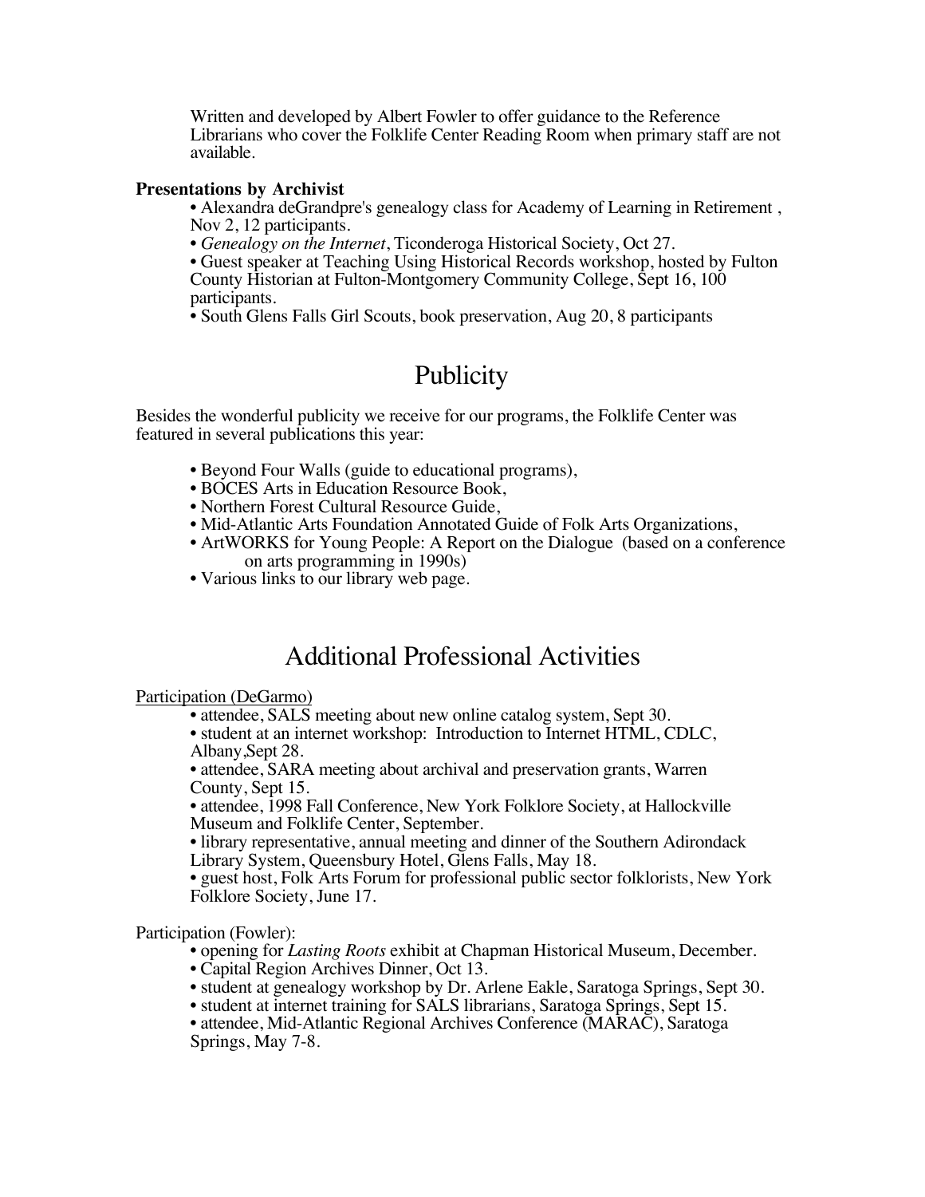Written and developed by Albert Fowler to offer guidance to the Reference Librarians who cover the Folklife Center Reading Room when primary staff are not available.

**Presentations by Archivist**

- Alexandra deGrandpre's genealogy class for Academy of Learning in Retirement , Nov 2, 12 participants.
- *Genealogy on the Internet*, Ticonderoga Historical Society, Oct 27.
- Guest speaker at Teaching Using Historical Records workshop, hosted by Fulton County Historian at Fulton-Montgomery Community College, Sept 16, 100 participants.
- South Glens Falls Girl Scouts, book preservation, Aug 20, 8 participants

# Publicity

Besides the wonderful publicity we receive for our programs, the Folklife Center was featured in several publications this year:

- Beyond Four Walls (guide to educational programs),
- BOCES Arts in Education Resource Book,
- Northern Forest Cultural Resource Guide,
- Mid-Atlantic Arts Foundation Annotated Guide of Folk Arts Organizations,
- ArtWORKS for Young People: A Report on the Dialogue (based on a conference on arts programming in 1990s)
- Various links to our library web page.

# Additional Professional Activities

Participation (DeGarmo)

- attendee, SALS meeting about new online catalog system, Sept 30.
- student at an internet workshop: Introduction to Internet HTML, CDLC, Albany,Sept 28.
- attendee, SARA meeting about archival and preservation grants, Warren County, Sept 15.
- attendee, 1998 Fall Conference, New York Folklore Society, at Hallockville Museum and Folklife Center, September.
- library representative, annual meeting and dinner of the Southern Adirondack Library System, Queensbury Hotel, Glens Falls, May 18.
- guest host, Folk Arts Forum for professional public sector folklorists, New York Folklore Society, June 17.

Participation (Fowler):

- opening for *Lasting Roots* exhibit at Chapman Historical Museum, December.
- Capital Region Archives Dinner, Oct 13.
- student at genealogy workshop by Dr. Arlene Eakle, Saratoga Springs, Sept 30.
- student at internet training for SALS librarians, Saratoga Springs, Sept 15.
- attendee, Mid-Atlantic Regional Archives Conference (MARAC), Saratoga Springs, May 7-8.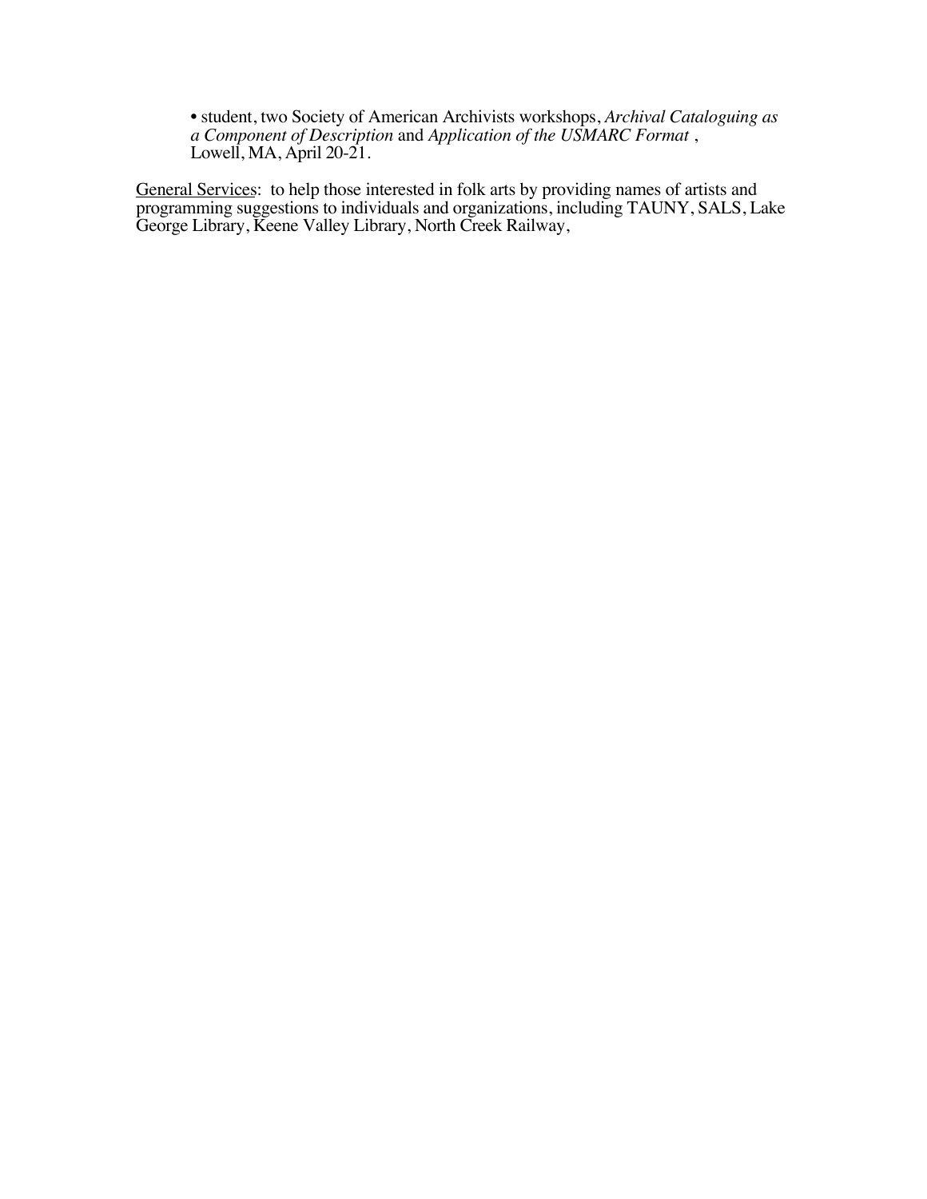- student, two Society of American Archivists workshops, *Archival Cataloguing as a Component of Description* and *Application of the USMARC Format* , Lowell, MA, April 20-21.

<u>General Services</u>: to help those interested in folk arts by providing names of artists and programming suggestions to individuals and organizations, including TAUNY, SALS, Lake George Library, Keene Valley Library, North Creek Railway,